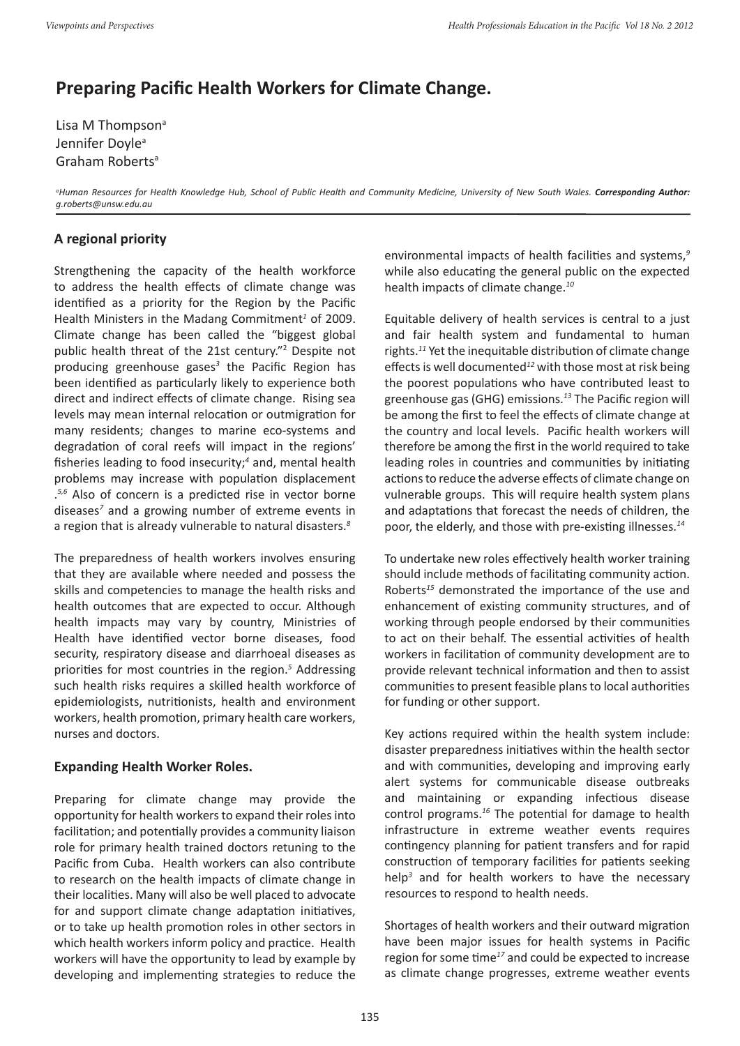# Preparing Pacific Health Workers for Climate Change.

Lisa M Thompson[a]
Jennifer Doyle[a]
Graham Roberts[a]

[a]*Human Resources for Health Knowledge Hub, School of Public Health and Community Medicine, University of New South Wales.* ***Corresponding Author:*** *g.roberts@unsw.edu.au*

## A regional priority

Strengthening the capacity of the health workforce to address the health effects of climate change was identified as a priority for the Region by the Pacific Health Ministers in the Madang Commitment[1] of 2009. Climate change has been called the "biggest global public health threat of the 21st century."[2] Despite not producing greenhouse gases[3] the Pacific Region has been identified as particularly likely to experience both direct and indirect effects of climate change. Rising sea levels may mean internal relocation or outmigration for many residents; changes to marine eco-systems and degradation of coral reefs will impact in the regions' fisheries leading to food insecurity;[4] and, mental health problems may increase with population displacement .[5,6] Also of concern is a predicted rise in vector borne diseases[7] and a growing number of extreme events in a region that is already vulnerable to natural disasters.[8]

The preparedness of health workers involves ensuring that they are available where needed and possess the skills and competencies to manage the health risks and health outcomes that are expected to occur. Although health impacts may vary by country, Ministries of Health have identified vector borne diseases, food security, respiratory disease and diarrhoeal diseases as priorities for most countries in the region.[5] Addressing such health risks requires a skilled health workforce of epidemiologists, nutritionists, health and environment workers, health promotion, primary health care workers, nurses and doctors.

## Expanding Health Worker Roles.

Preparing for climate change may provide the opportunity for health workers to expand their roles into facilitation; and potentially provides a community liaison role for primary health trained doctors retuning to the Pacific from Cuba. Health workers can also contribute to research on the health impacts of climate change in their localities. Many will also be well placed to advocate for and support climate change adaptation initiatives, or to take up health promotion roles in other sectors in which health workers inform policy and practice. Health workers will have the opportunity to lead by example by developing and implementing strategies to reduce the environmental impacts of health facilities and systems,[9] while also educating the general public on the expected health impacts of climate change.[10]

Equitable delivery of health services is central to a just and fair health system and fundamental to human rights.[11] Yet the inequitable distribution of climate change effects is well documented[12] with those most at risk being the poorest populations who have contributed least to greenhouse gas (GHG) emissions.[13] The Pacific region will be among the first to feel the effects of climate change at the country and local levels. Pacific health workers will therefore be among the first in the world required to take leading roles in countries and communities by initiating actions to reduce the adverse effects of climate change on vulnerable groups. This will require health system plans and adaptations that forecast the needs of children, the poor, the elderly, and those with pre-existing illnesses.[14]

To undertake new roles effectively health worker training should include methods of facilitating community action. Roberts[15] demonstrated the importance of the use and enhancement of existing community structures, and of working through people endorsed by their communities to act on their behalf. The essential activities of health workers in facilitation of community development are to provide relevant technical information and then to assist communities to present feasible plans to local authorities for funding or other support.

Key actions required within the health system include: disaster preparedness initiatives within the health sector and with communities, developing and improving early alert systems for communicable disease outbreaks and maintaining or expanding infectious disease control programs.[16] The potential for damage to health infrastructure in extreme weather events requires contingency planning for patient transfers and for rapid construction of temporary facilities for patients seeking help[3] and for health workers to have the necessary resources to respond to health needs.

Shortages of health workers and their outward migration have been major issues for health systems in Pacific region for some time[17] and could be expected to increase as climate change progresses, extreme weather events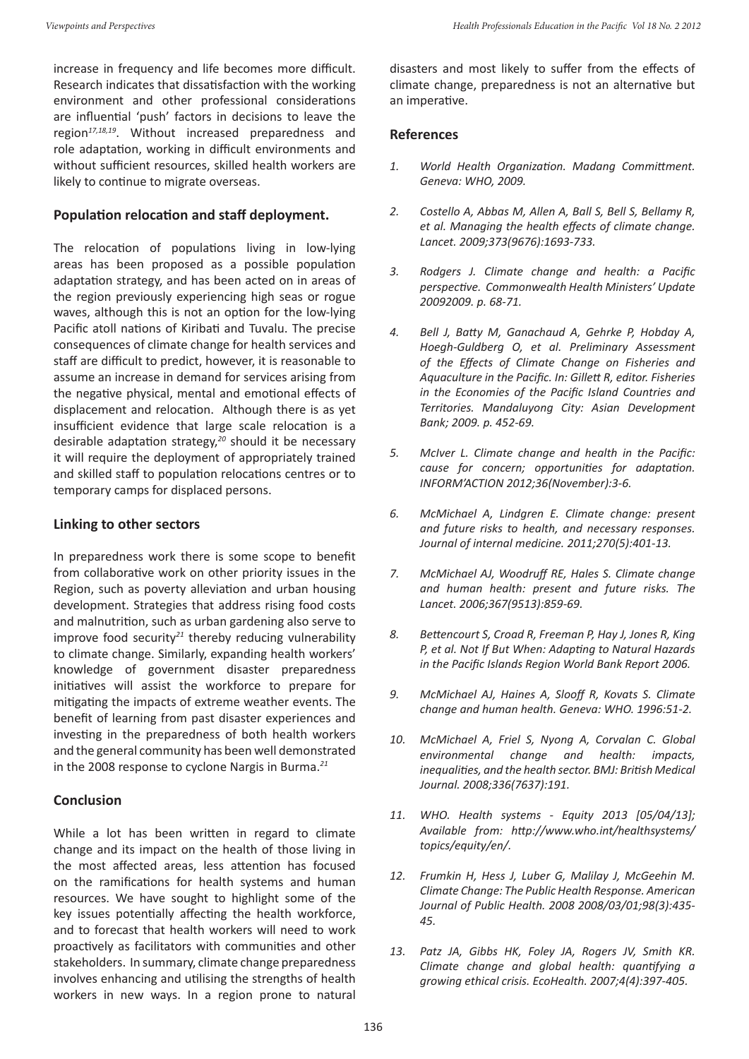increase in frequency and life becomes more difficult. Research indicates that dissatisfaction with the working environment and other professional considerations are influential 'push' factors in decisions to leave the region[17,18,19]. Without increased preparedness and role adaptation, working in difficult environments and without sufficient resources, skilled health workers are likely to continue to migrate overseas.

## Population relocation and staff deployment.

The relocation of populations living in low-lying areas has been proposed as a possible population adaptation strategy, and has been acted on in areas of the region previously experiencing high seas or rogue waves, although this is not an option for the low-lying Pacific atoll nations of Kiribati and Tuvalu. The precise consequences of climate change for health services and staff are difficult to predict, however, it is reasonable to assume an increase in demand for services arising from the negative physical, mental and emotional effects of displacement and relocation. Although there is as yet insufficient evidence that large scale relocation is a desirable adaptation strategy,[20] should it be necessary it will require the deployment of appropriately trained and skilled staff to population relocations centres or to temporary camps for displaced persons.

## Linking to other sectors

In preparedness work there is some scope to benefit from collaborative work on other priority issues in the Region, such as poverty alleviation and urban housing development. Strategies that address rising food costs and malnutrition, such as urban gardening also serve to improve food security[21] thereby reducing vulnerability to climate change. Similarly, expanding health workers' knowledge of government disaster preparedness initiatives will assist the workforce to prepare for mitigating the impacts of extreme weather events. The benefit of learning from past disaster experiences and investing in the preparedness of both health workers and the general community has been well demonstrated in the 2008 response to cyclone Nargis in Burma.[21]

## Conclusion

While a lot has been written in regard to climate change and its impact on the health of those living in the most affected areas, less attention has focused on the ramifications for health systems and human resources. We have sought to highlight some of the key issues potentially affecting the health workforce, and to forecast that health workers will need to work proactively as facilitators with communities and other stakeholders. In summary, climate change preparedness involves enhancing and utilising the strengths of health workers in new ways. In a region prone to natural disasters and most likely to suffer from the effects of climate change, preparedness is not an alternative but an imperative.

## References

1. *World Health Organization. Madang Committment. Geneva: WHO, 2009.*
2. *Costello A, Abbas M, Allen A, Ball S, Bell S, Bellamy R, et al. Managing the health effects of climate change. Lancet. 2009;373(9676):1693-733.*
3. *Rodgers J. Climate change and health: a Pacific perspective. Commonwealth Health Ministers' Update 20092009. p. 68-71.*
4. *Bell J, Batty M, Ganachaud A, Gehrke P, Hobday A, Hoegh-Guldberg O, et al. Preliminary Assessment of the Effects of Climate Change on Fisheries and Aquaculture in the Pacific. In: Gillett R, editor. Fisheries in the Economies of the Pacific Island Countries and Territories. Mandaluyong City: Asian Development Bank; 2009. p. 452-69.*
5. *McIver L. Climate change and health in the Pacific: cause for concern; opportunities for adaptation. INFORM'ACTION 2012;36(November):3-6.*
6. *McMichael A, Lindgren E. Climate change: present and future risks to health, and necessary responses. Journal of internal medicine. 2011;270(5):401-13.*
7. *McMichael AJ, Woodruff RE, Hales S. Climate change and human health: present and future risks. The Lancet. 2006;367(9513):859-69.*
8. *Bettencourt S, Croad R, Freeman P, Hay J, Jones R, King P, et al. Not If But When: Adapting to Natural Hazards in the Pacific Islands Region World Bank Report 2006.*
9. *McMichael AJ, Haines A, Slooff R, Kovats S. Climate change and human health. Geneva: WHO. 1996:51-2.*
10. *McMichael A, Friel S, Nyong A, Corvalan C. Global environmental change and health: impacts, inequalities, and the health sector. BMJ: British Medical Journal. 2008;336(7637):191.*
11. *WHO. Health systems - Equity 2013 [05/04/13]; Available from: http://www.who.int/healthsystems/topics/equity/en/.*
12. *Frumkin H, Hess J, Luber G, Malilay J, McGeehin M. Climate Change: The Public Health Response. American Journal of Public Health. 2008 2008/03/01;98(3):435-45.*
13. *Patz JA, Gibbs HK, Foley JA, Rogers JV, Smith KR. Climate change and global health: quantifying a growing ethical crisis. EcoHealth. 2007;4(4):397-405.*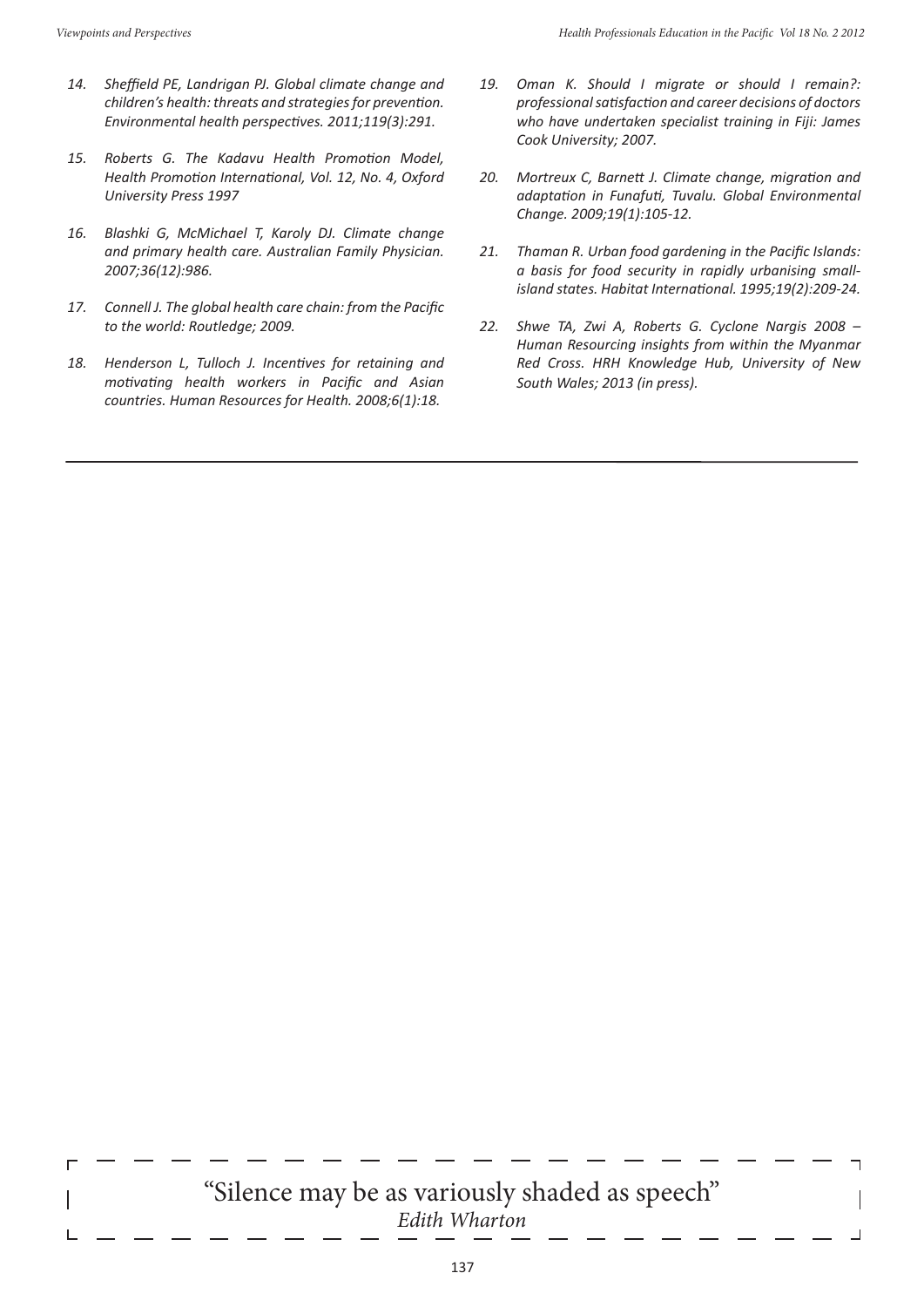14. *Sheffield PE, Landrigan PJ. Global climate change and children's health: threats and strategies for prevention. Environmental health perspectives. 2011;119(3):291.*

15. *Roberts G. The Kadavu Health Promotion Model, Health Promotion International, Vol. 12, No. 4, Oxford University Press 1997*

16. *Blashki G, McMichael T, Karoly DJ. Climate change and primary health care. Australian Family Physician. 2007;36(12):986.*

17. *Connell J. The global health care chain: from the Pacific to the world: Routledge; 2009.*

18. *Henderson L, Tulloch J. Incentives for retaining and motivating health workers in Pacific and Asian countries. Human Resources for Health. 2008;6(1):18.*

19. *Oman K. Should I migrate or should I remain?: professional satisfaction and career decisions of doctors who have undertaken specialist training in Fiji: James Cook University; 2007.*

20. *Mortreux C, Barnett J. Climate change, migration and adaptation in Funafuti, Tuvalu. Global Environmental Change. 2009;19(1):105-12.*

21. *Thaman R. Urban food gardening in the Pacific Islands: a basis for food security in rapidly urbanising small-island states. Habitat International. 1995;19(2):209-24.*

22. *Shwe TA, Zwi A, Roberts G. Cyclone Nargis 2008 – Human Resourcing insights from within the Myanmar Red Cross. HRH Knowledge Hub, University of New South Wales; 2013 (in press).*

---

"Silence may be as variously shaded as speech"
*Edith Wharton*